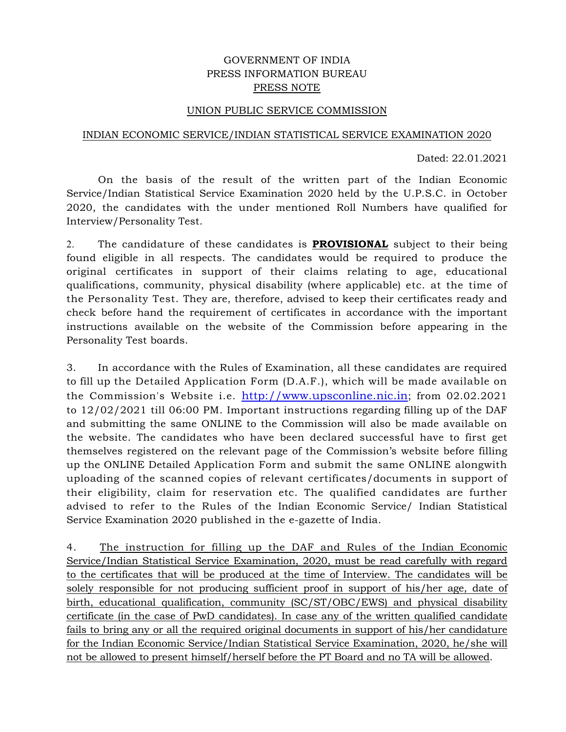GOVERNMENT OF INDIA
PRESS INFORMATION BUREAU
PRESS NOTE

UNION PUBLIC SERVICE COMMISSION

INDIAN ECONOMIC SERVICE/INDIAN STATISTICAL SERVICE EXAMINATION 2020

Dated: 22.01.2021

On the basis of the result of the written part of the Indian Economic Service/Indian Statistical Service Examination 2020 held by the U.P.S.C. in October 2020, the candidates with the under mentioned Roll Numbers have qualified for Interview/Personality Test.

2. The candidature of these candidates is **PROVISIONAL** subject to their being found eligible in all respects. The candidates would be required to produce the original certificates in support of their claims relating to age, educational qualifications, community, physical disability (where applicable) etc. at the time of the Personality Test. They are, therefore, advised to keep their certificates ready and check before hand the requirement of certificates in accordance with the important instructions available on the website of the Commission before appearing in the Personality Test boards.

3. In accordance with the Rules of Examination, all these candidates are required to fill up the Detailed Application Form (D.A.F.), which will be made available on the Commission's Website i.e. http://www.upsconline.nic.in; from 02.02.2021 to 12/02/2021 till 06:00 PM. Important instructions regarding filling up of the DAF and submitting the same ONLINE to the Commission will also be made available on the website. The candidates who have been declared successful have to first get themselves registered on the relevant page of the Commission's website before filling up the ONLINE Detailed Application Form and submit the same ONLINE alongwith uploading of the scanned copies of relevant certificates/documents in support of their eligibility, claim for reservation etc. The qualified candidates are further advised to refer to the Rules of the Indian Economic Service/ Indian Statistical Service Examination 2020 published in the e-gazette of India.

4. The instruction for filling up the DAF and Rules of the Indian Economic Service/Indian Statistical Service Examination, 2020, must be read carefully with regard to the certificates that will be produced at the time of Interview. The candidates will be solely responsible for not producing sufficient proof in support of his/her age, date of birth, educational qualification, community (SC/ST/OBC/EWS) and physical disability certificate (in the case of PwD candidates). In case any of the written qualified candidate fails to bring any or all the required original documents in support of his/her candidature for the Indian Economic Service/Indian Statistical Service Examination, 2020, he/she will not be allowed to present himself/herself before the PT Board and no TA will be allowed.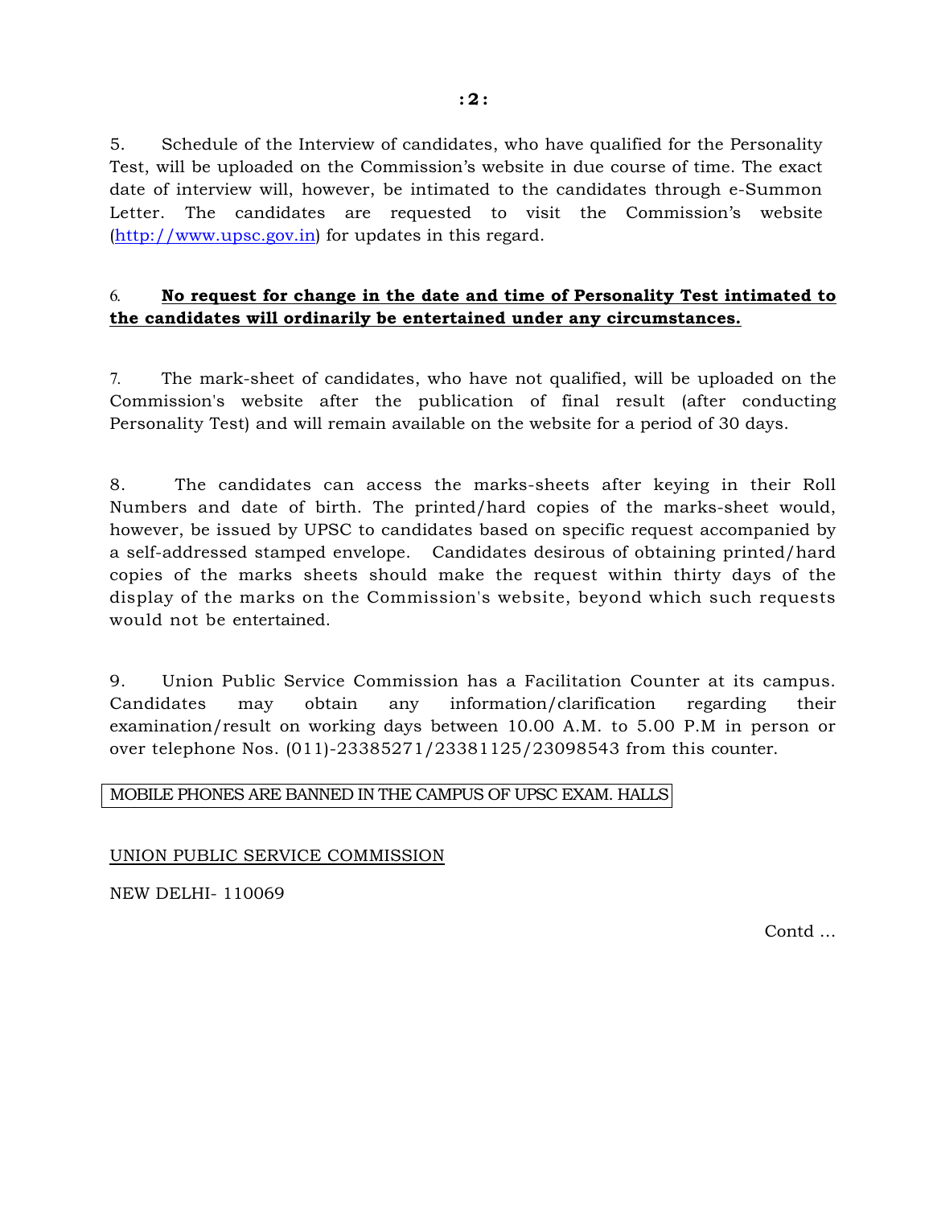5. Schedule of the Interview of candidates, who have qualified for the Personality Test, will be uploaded on the Commission's website in due course of time. The exact date of interview will, however, be intimated to the candidates through e-Summon Letter. The candidates are requested to visit the Commission's website ([http://www.upsc.gov.in](http://www.upsc.gov.in)) for updates in this regard.

6. **<u>No request for change in the date and time of Personality Test intimated to the candidates will ordinarily be entertained under any circumstances.</u>**

7. The mark-sheet of candidates, who have not qualified, will be uploaded on the Commission's website after the publication of final result (after conducting Personality Test) and will remain available on the website for a period of 30 days.

8. The candidates can access the marks-sheets after keying in their Roll Numbers and date of birth. The printed/hard copies of the marks-sheet would, however, be issued by UPSC to candidates based on specific request accompanied by a self-addressed stamped envelope. Candidates desirous of obtaining printed/hard copies of the marks sheets should make the request within thirty days of the display of the marks on the Commission's website, beyond which such requests would not be entertained.

9. Union Public Service Commission has a Facilitation Counter at its campus. Candidates may obtain any information/clarification regarding their examination/result on working days between 10.00 A.M. to 5.00 P.M in person or over telephone Nos. (011)-23385271/23381125/23098543 from this counter.

| MOBILE PHONES ARE BANNED IN THE CAMPUS OF UPSC EXAM. HALLS |
|---|

<u>UNION PUBLIC SERVICE COMMISSION</u>

NEW DELHI- 110069

Contd ...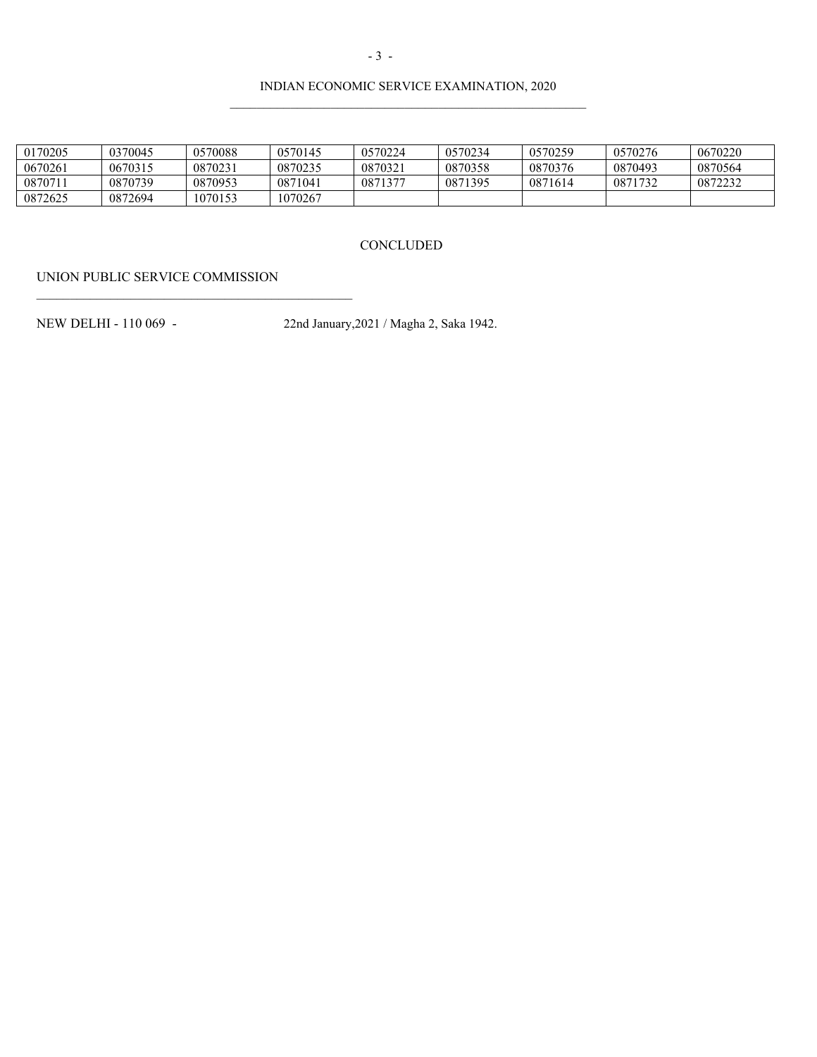| 0170205 | 0370045 | 0570088 | 0570145 | 0570224 | 0570234 | 0570259 | 0570276 | 0670220 |
|---|---|---|---|---|---|---|---|---|
| 0670261 | 0670315 | 0870231 | 0870235 | 0870321 | 0870358 | 0870376 | 0870493 | 0870564 |
| 0870711 | 0870739 | 0870953 | 0871041 | 0871377 | 0871395 | 0871614 | 0871732 | 0872232 |
| 0872625 | 0872694 | 1070153 | 1070267 | | | | | |

CONCLUDED

UNION PUBLIC SERVICE COMMISSION

NEW DELHI - 110 069 - 22nd January,2021 / Magha 2, Saka 1942.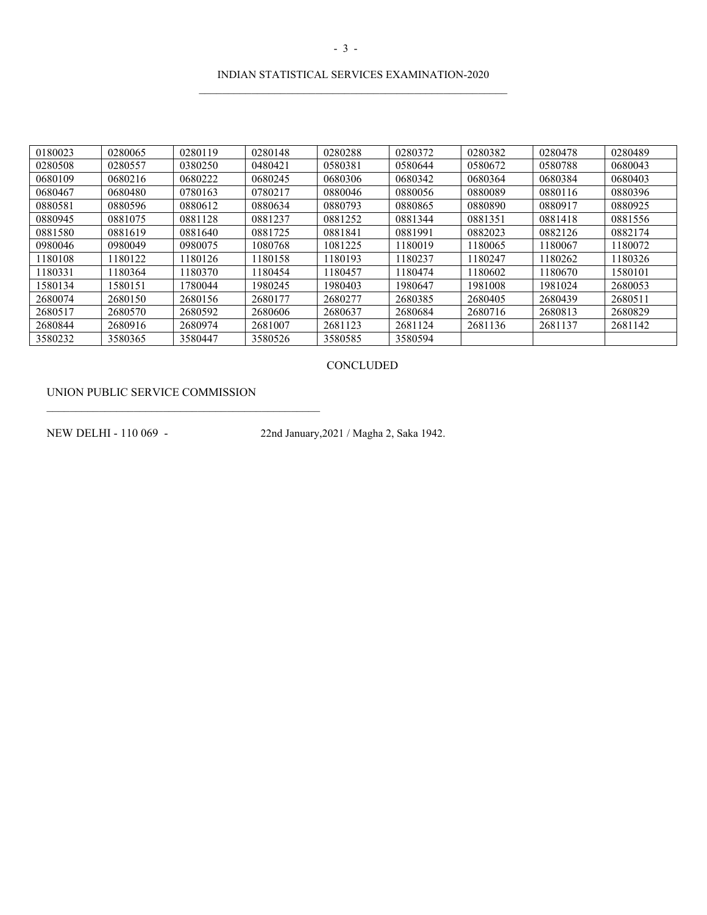# INDIAN STATISTICAL SERVICES EXAMINATION-2020

| | | | | | | | | |
|---|---|---|---|---|---|---|---|---|
| 0180023 | 0280065 | 0280119 | 0280148 | 0280288 | 0280372 | 0280382 | 0280478 | 0280489 |
| 0280508 | 0280557 | 0380250 | 0480421 | 0580381 | 0580644 | 0580672 | 0580788 | 0680043 |
| 0680109 | 0680216 | 0680222 | 0680245 | 0680306 | 0680342 | 0680364 | 0680384 | 0680403 |
| 0680467 | 0680480 | 0780163 | 0780217 | 0880046 | 0880056 | 0880089 | 0880116 | 0880396 |
| 0880581 | 0880596 | 0880612 | 0880634 | 0880793 | 0880865 | 0880890 | 0880917 | 0880925 |
| 0880945 | 0881075 | 0881128 | 0881237 | 0881252 | 0881344 | 0881351 | 0881418 | 0881556 |
| 0881580 | 0881619 | 0881640 | 0881725 | 0881841 | 0881991 | 0882023 | 0882126 | 0882174 |
| 0980046 | 0980049 | 0980075 | 1080768 | 1081225 | 1180019 | 1180065 | 1180067 | 1180072 |
| 1180108 | 1180122 | 1180126 | 1180158 | 1180193 | 1180237 | 1180247 | 1180262 | 1180326 |
| 1180331 | 1180364 | 1180370 | 1180454 | 1180457 | 1180474 | 1180602 | 1180670 | 1580101 |
| 1580134 | 1580151 | 1780044 | 1980245 | 1980403 | 1980647 | 1981008 | 1981024 | 2680053 |
| 2680074 | 2680150 | 2680156 | 2680177 | 2680277 | 2680385 | 2680405 | 2680439 | 2680511 |
| 2680517 | 2680570 | 2680592 | 2680606 | 2680637 | 2680684 | 2680716 | 2680813 | 2680829 |
| 2680844 | 2680916 | 2680974 | 2681007 | 2681123 | 2681124 | 2681136 | 2681137 | 2681142 |
| 3580232 | 3580365 | 3580447 | 3580526 | 3580585 | 3580594 | | | |

CONCLUDED

UNION PUBLIC SERVICE COMMISSION

NEW DELHI - 110 069 - 22nd January,2021 / Magha 2, Saka 1942.